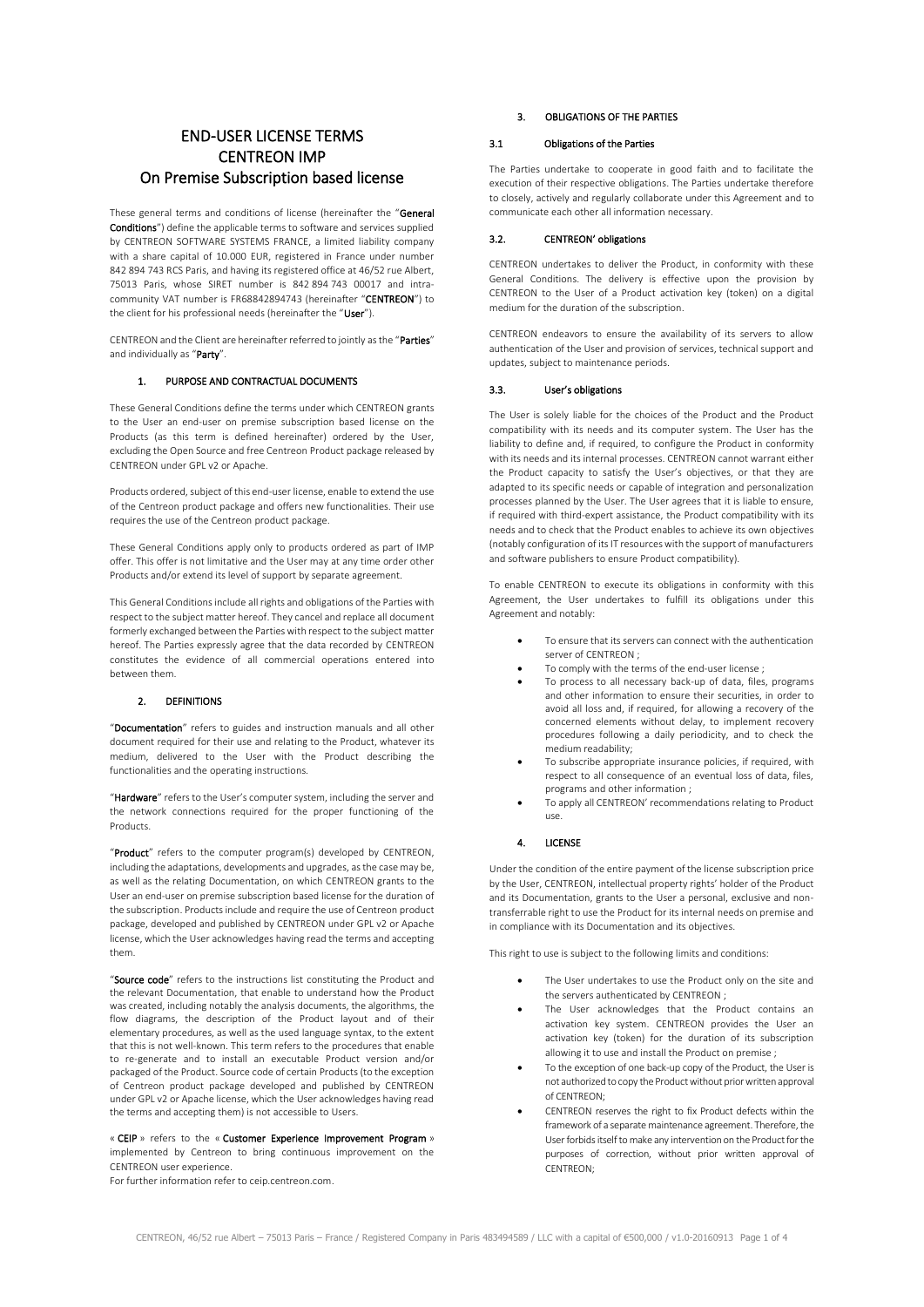# END-USER LICENSE TERMS
# CENTREON IMP
# On Premise Subscription based license

These general terms and conditions of license (hereinafter the "**General Conditions**") define the applicable terms to software and services supplied by CENTREON SOFTWARE SYSTEMS FRANCE, a limited liability company with a share capital of 10.000 EUR, registered in France under number 842 894 743 RCS Paris, and having its registered office at 46/52 rue Albert, 75013 Paris, whose SIRET number is 842 894 743 00017 and intra-community VAT number is FR68842894743 (hereinafter "**CENTREON**") to the client for his professional needs (hereinafter the "**User**").

CENTREON and the Client are hereinafter referred to jointly as the "**Parties**" and individually as "**Party**".

## 1. PURPOSE AND CONTRACTUAL DOCUMENTS

These General Conditions define the terms under which CENTREON grants to the User an end-user on premise subscription based license on the Products (as this term is defined hereinafter) ordered by the User, excluding the Open Source and free Centreon Product package released by CENTREON under GPL v2 or Apache.

Products ordered, subject of this end-user license, enable to extend the use of the Centreon product package and offers new functionalities. Their use requires the use of the Centreon product package.

These General Conditions apply only to products ordered as part of IMP offer. This offer is not limitative and the User may at any time order other Products and/or extend its level of support by separate agreement.

This General Conditions include all rights and obligations of the Parties with respect to the subject matter hereof. They cancel and replace all document formerly exchanged between the Parties with respect to the subject matter hereof. The Parties expressly agree that the data recorded by CENTREON constitutes the evidence of all commercial operations entered into between them.

## 2. DEFINITIONS

"**Documentation**" refers to guides and instruction manuals and all other document required for their use and relating to the Product, whatever its medium, delivered to the User with the Product describing the functionalities and the operating instructions.

"**Hardware**" refers to the User's computer system, including the server and the network connections required for the proper functioning of the Products.

"**Product**" refers to the computer program(s) developed by CENTREON, including the adaptations, developments and upgrades, as the case may be, as well as the relating Documentation, on which CENTREON grants to the User an end-user on premise subscription based license for the duration of the subscription. Products include and require the use of Centreon product package, developed and published by CENTREON under GPL v2 or Apache license, which the User acknowledges having read the terms and accepting them.

"**Source code**" refers to the instructions list constituting the Product and the relevant Documentation, that enable to understand how the Product was created, including notably the analysis documents, the algorithms, the flow diagrams, the description of the Product layout and of their elementary procedures, as well as the used language syntax, to the extent that this is not well-known. This term refers to the procedures that enable to re-generate and to install an executable Product version and/or packaged of the Product. Source code of certain Products (to the exception of Centreon product package developed and published by CENTREON under GPL v2 or Apache license, which the User acknowledges having read the terms and accepting them) is not accessible to Users.

« **CEIP** » refers to the « **Customer Experience Improvement Program** » implemented by Centreon to bring continuous improvement on the CENTREON user experience.
For further information refer to ceip.centreon.com.

## 3. OBLIGATIONS OF THE PARTIES

### 3.1 Obligations of the Parties

The Parties undertake to cooperate in good faith and to facilitate the execution of their respective obligations. The Parties undertake therefore to closely, actively and regularly collaborate under this Agreement and to communicate each other all information necessary.

### 3.2. CENTREON' obligations

CENTREON undertakes to deliver the Product, in conformity with these General Conditions. The delivery is effective upon the provision by CENTREON to the User of a Product activation key (token) on a digital medium for the duration of the subscription.

CENTREON endeavors to ensure the availability of its servers to allow authentication of the User and provision of services, technical support and updates, subject to maintenance periods.

### 3.3. User's obligations

The User is solely liable for the choices of the Product and the Product compatibility with its needs and its computer system. The User has the liability to define and, if required, to configure the Product in conformity with its needs and its internal processes. CENTREON cannot warrant either the Product capacity to satisfy the User's objectives, or that they are adapted to its specific needs or capable of integration and personalization processes planned by the User. The User agrees that it is liable to ensure, if required with third-expert assistance, the Product compatibility with its needs and to check that the Product enables to achieve its own objectives (notably configuration of its IT resources with the support of manufacturers and software publishers to ensure Product compatibility).

To enable CENTREON to execute its obligations in conformity with this Agreement, the User undertakes to fulfill its obligations under this Agreement and notably:

- To ensure that its servers can connect with the authentication server of CENTREON ;
- To comply with the terms of the end-user license ;
- To process to all necessary back-up of data, files, programs and other information to ensure their securities, in order to avoid all loss and, if required, for allowing a recovery of the concerned elements without delay, to implement recovery procedures following a daily periodicity, and to check the medium readability;
- To subscribe appropriate insurance policies, if required, with respect to all consequence of an eventual loss of data, files, programs and other information ;
- To apply all CENTREON' recommendations relating to Product use.

## 4. LICENSE

Under the condition of the entire payment of the license subscription price by the User, CENTREON, intellectual property rights' holder of the Product and its Documentation, grants to the User a personal, exclusive and non-transferrable right to use the Product for its internal needs on premise and in compliance with its Documentation and its objectives.

This right to use is subject to the following limits and conditions:

- The User undertakes to use the Product only on the site and the servers authenticated by CENTREON ;
- The User acknowledges that the Product contains an activation key system. CENTREON provides the User an activation key (token) for the duration of its subscription allowing it to use and install the Product on premise ;
- To the exception of one back-up copy of the Product, the User is not authorized to copy the Product without prior written approval of CENTREON;
- CENTREON reserves the right to fix Product defects within the framework of a separate maintenance agreement. Therefore, the User forbids itself to make any intervention on the Product for the purposes of correction, without prior written approval of CENTREON;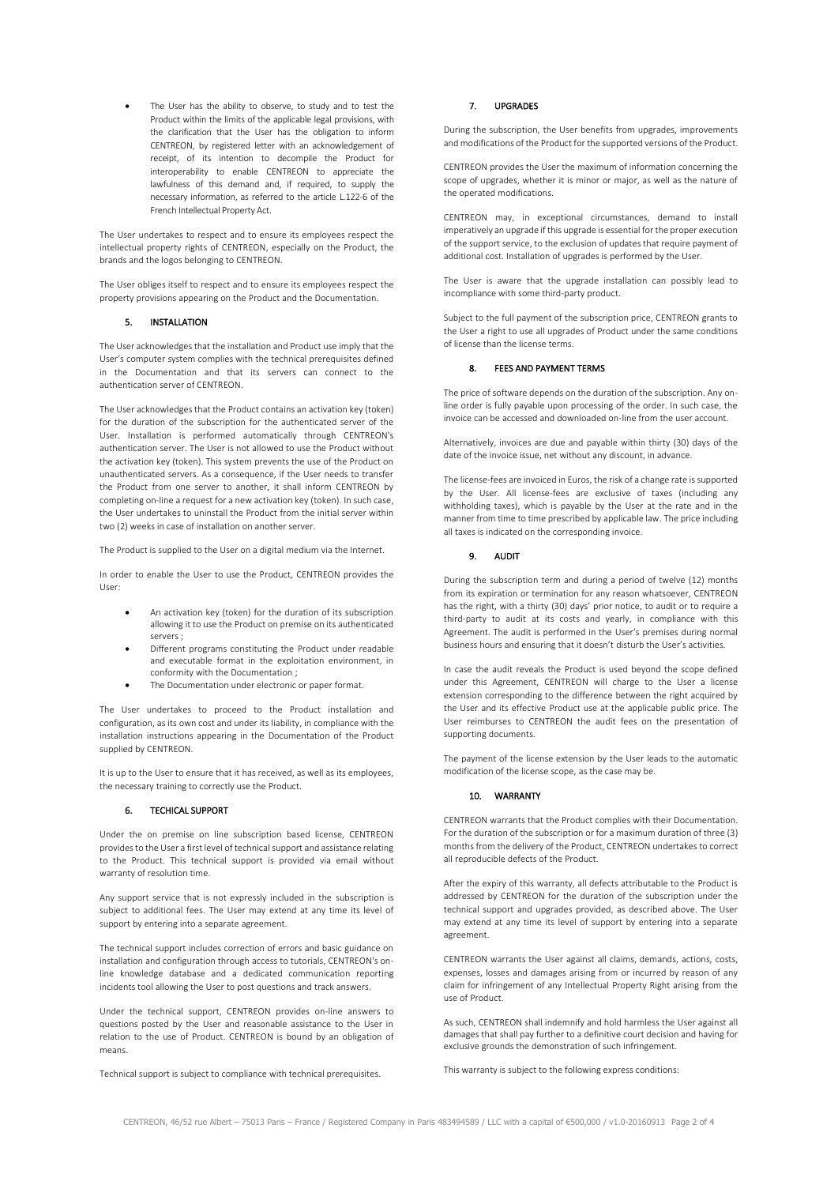- The User has the ability to observe, to study and to test the Product within the limits of the applicable legal provisions, with the clarification that the User has the obligation to inform CENTREON, by registered letter with an acknowledgement of receipt, of its intention to decompile the Product for interoperability to enable CENTREON to appreciate the lawfulness of this demand and, if required, to supply the necessary information, as referred to the article L.122-6 of the French Intellectual Property Act.

The User undertakes to respect and to ensure its employees respect the intellectual property rights of CENTREON, especially on the Product, the brands and the logos belonging to CENTREON.

The User obliges itself to respect and to ensure its employees respect the property provisions appearing on the Product and the Documentation.

## 5. INSTALLATION

The User acknowledges that the installation and Product use imply that the User's computer system complies with the technical prerequisites defined in the Documentation and that its servers can connect to the authentication server of CENTREON.

The User acknowledges that the Product contains an activation key (token) for the duration of the subscription for the authenticated server of the User. Installation is performed automatically through CENTREON's authentication server. The User is not allowed to use the Product without the activation key (token). This system prevents the use of the Product on unauthenticated servers. As a consequence, if the User needs to transfer the Product from one server to another, it shall inform CENTREON by completing on-line a request for a new activation key (token). In such case, the User undertakes to uninstall the Product from the initial server within two (2) weeks in case of installation on another server.

The Product is supplied to the User on a digital medium via the Internet.

In order to enable the User to use the Product, CENTREON provides the User:

- An activation key (token) for the duration of its subscription allowing it to use the Product on premise on its authenticated servers ;
- Different programs constituting the Product under readable and executable format in the exploitation environment, in conformity with the Documentation ;
- The Documentation under electronic or paper format.

The User undertakes to proceed to the Product installation and configuration, as its own cost and under its liability, in compliance with the installation instructions appearing in the Documentation of the Product supplied by CENTREON.

It is up to the User to ensure that it has received, as well as its employees, the necessary training to correctly use the Product.

## 6. TECHICAL SUPPORT

Under the on premise on line subscription based license, CENTREON provides to the User a first level of technical support and assistance relating to the Product. This technical support is provided via email without warranty of resolution time.

Any support service that is not expressly included in the subscription is subject to additional fees. The User may extend at any time its level of support by entering into a separate agreement.

The technical support includes correction of errors and basic guidance on installation and configuration through access to tutorials, CENTREON's on-line knowledge database and a dedicated communication reporting incidents tool allowing the User to post questions and track answers.

Under the technical support, CENTREON provides on-line answers to questions posted by the User and reasonable assistance to the User in relation to the use of Product. CENTREON is bound by an obligation of means.

Technical support is subject to compliance with technical prerequisites.

## 7. UPGRADES

During the subscription, the User benefits from upgrades, improvements and modifications of the Product for the supported versions of the Product.

CENTREON provides the User the maximum of information concerning the scope of upgrades, whether it is minor or major, as well as the nature of the operated modifications.

CENTREON may, in exceptional circumstances, demand to install imperatively an upgrade if this upgrade is essential for the proper execution of the support service, to the exclusion of updates that require payment of additional cost. Installation of upgrades is performed by the User.

The User is aware that the upgrade installation can possibly lead to incompliance with some third-party product.

Subject to the full payment of the subscription price, CENTREON grants to the User a right to use all upgrades of Product under the same conditions of license than the license terms.

## 8. FEES AND PAYMENT TERMS

The price of software depends on the duration of the subscription. Any on-line order is fully payable upon processing of the order. In such case, the invoice can be accessed and downloaded on-line from the user account.

Alternatively, invoices are due and payable within thirty (30) days of the date of the invoice issue, net without any discount, in advance.

The license-fees are invoiced in Euros, the risk of a change rate is supported by the User. All license-fees are exclusive of taxes (including any withholding taxes), which is payable by the User at the rate and in the manner from time to time prescribed by applicable law. The price including all taxes is indicated on the corresponding invoice.

## 9. AUDIT

During the subscription term and during a period of twelve (12) months from its expiration or termination for any reason whatsoever, CENTREON has the right, with a thirty (30) days' prior notice, to audit or to require a third-party to audit at its costs and yearly, in compliance with this Agreement. The audit is performed in the User's premises during normal business hours and ensuring that it doesn't disturb the User's activities.

In case the audit reveals the Product is used beyond the scope defined under this Agreement, CENTREON will charge to the User a license extension corresponding to the difference between the right acquired by the User and its effective Product use at the applicable public price. The User reimburses to CENTREON the audit fees on the presentation of supporting documents.

The payment of the license extension by the User leads to the automatic modification of the license scope, as the case may be.

## 10. WARRANTY

CENTREON warrants that the Product complies with their Documentation. For the duration of the subscription or for a maximum duration of three (3) months from the delivery of the Product, CENTREON undertakes to correct all reproducible defects of the Product.

After the expiry of this warranty, all defects attributable to the Product is addressed by CENTREON for the duration of the subscription under the technical support and upgrades provided, as described above. The User may extend at any time its level of support by entering into a separate agreement.

CENTREON warrants the User against all claims, demands, actions, costs, expenses, losses and damages arising from or incurred by reason of any claim for infringement of any Intellectual Property Right arising from the use of Product.

As such, CENTREON shall indemnify and hold harmless the User against all damages that shall pay further to a definitive court decision and having for exclusive grounds the demonstration of such infringement.

This warranty is subject to the following express conditions: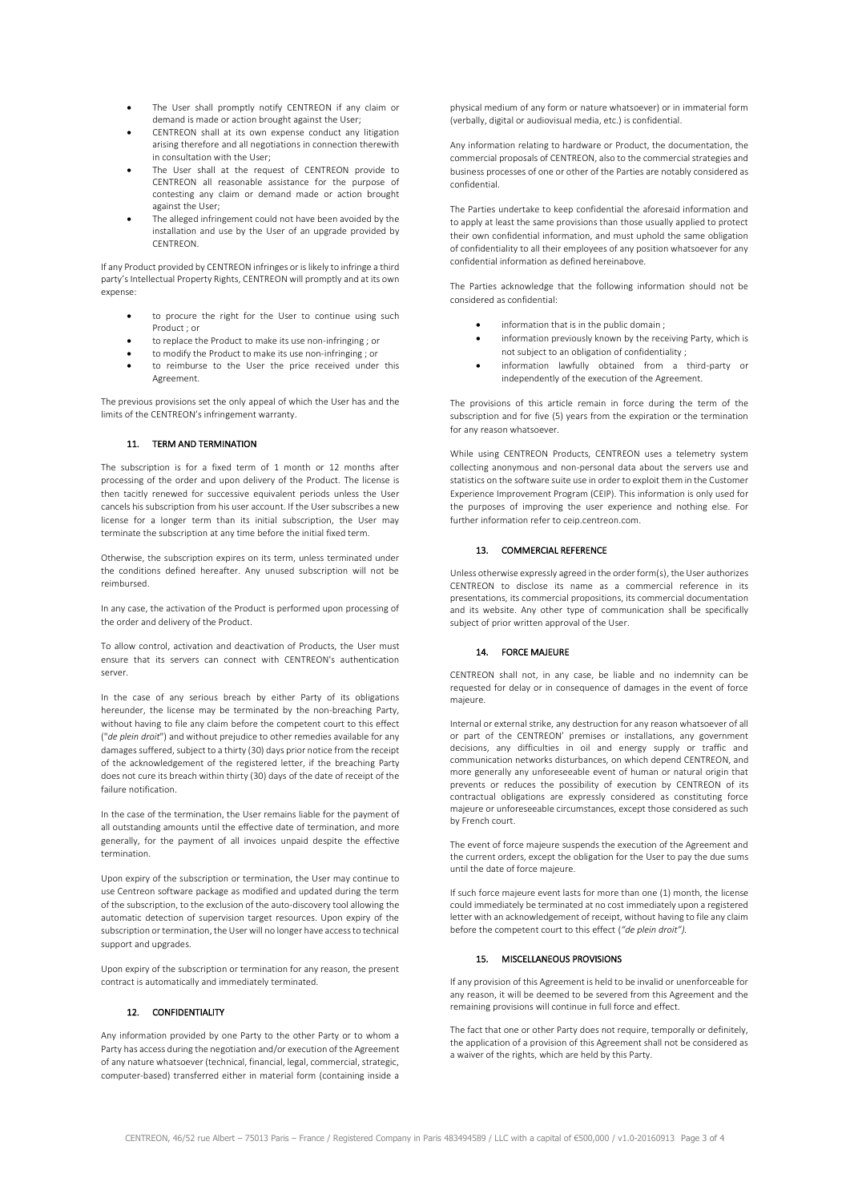- The User shall promptly notify CENTREON if any claim or demand is made or action brought against the User;
- CENTREON shall at its own expense conduct any litigation arising therefore and all negotiations in connection therewith in consultation with the User;
- The User shall at the request of CENTREON provide to CENTREON all reasonable assistance for the purpose of contesting any claim or demand made or action brought against the User;
- The alleged infringement could not have been avoided by the installation and use by the User of an upgrade provided by CENTREON.

If any Product provided by CENTREON infringes or is likely to infringe a third party's Intellectual Property Rights, CENTREON will promptly and at its own expense:

- to procure the right for the User to continue using such Product ; or
- to replace the Product to make its use non-infringing ; or
- to modify the Product to make its use non-infringing ; or
- to reimburse to the User the price received under this Agreement.

The previous provisions set the only appeal of which the User has and the limits of the CENTREON's infringement warranty.

## 11. TERM AND TERMINATION

The subscription is for a fixed term of 1 month or 12 months after processing of the order and upon delivery of the Product. The license is then tacitly renewed for successive equivalent periods unless the User cancels his subscription from his user account. If the User subscribes a new license for a longer term than its initial subscription, the User may terminate the subscription at any time before the initial fixed term.

Otherwise, the subscription expires on its term, unless terminated under the conditions defined hereafter. Any unused subscription will not be reimbursed.

In any case, the activation of the Product is performed upon processing of the order and delivery of the Product.

To allow control, activation and deactivation of Products, the User must ensure that its servers can connect with CENTREON's authentication server.

In the case of any serious breach by either Party of its obligations hereunder, the license may be terminated by the non-breaching Party, without having to file any claim before the competent court to this effect ("*de plein droit*") and without prejudice to other remedies available for any damages suffered, subject to a thirty (30) days prior notice from the receipt of the acknowledgement of the registered letter, if the breaching Party does not cure its breach within thirty (30) days of the date of receipt of the failure notification.

In the case of the termination, the User remains liable for the payment of all outstanding amounts until the effective date of termination, and more generally, for the payment of all invoices unpaid despite the effective termination.

Upon expiry of the subscription or termination, the User may continue to use Centreon software package as modified and updated during the term of the subscription, to the exclusion of the auto-discovery tool allowing the automatic detection of supervision target resources. Upon expiry of the subscription or termination, the User will no longer have access to technical support and upgrades.

Upon expiry of the subscription or termination for any reason, the present contract is automatically and immediately terminated.

## 12. CONFIDENTIALITY

Any information provided by one Party to the other Party or to whom a Party has access during the negotiation and/or execution of the Agreement of any nature whatsoever (technical, financial, legal, commercial, strategic, computer-based) transferred either in material form (containing inside a physical medium of any form or nature whatsoever) or in immaterial form (verbally, digital or audiovisual media, etc.) is confidential.

Any information relating to hardware or Product, the documentation, the commercial proposals of CENTREON, also to the commercial strategies and business processes of one or other of the Parties are notably considered as confidential.

The Parties undertake to keep confidential the aforesaid information and to apply at least the same provisions than those usually applied to protect their own confidential information, and must uphold the same obligation of confidentiality to all their employees of any position whatsoever for any confidential information as defined hereinabove.

The Parties acknowledge that the following information should not be considered as confidential:

- information that is in the public domain ;
- information previously known by the receiving Party, which is not subject to an obligation of confidentiality ;
- information lawfully obtained from a third-party or independently of the execution of the Agreement.

The provisions of this article remain in force during the term of the subscription and for five (5) years from the expiration or the termination for any reason whatsoever.

While using CENTREON Products, CENTREON uses a telemetry system collecting anonymous and non-personal data about the servers use and statistics on the software suite use in order to exploit them in the Customer Experience Improvement Program (CEIP). This information is only used for the purposes of improving the user experience and nothing else. For further information refer to ceip.centreon.com.

## 13. COMMERCIAL REFERENCE

Unless otherwise expressly agreed in the order form(s), the User authorizes CENTREON to disclose its name as a commercial reference in its presentations, its commercial propositions, its commercial documentation and its website. Any other type of communication shall be specifically subject of prior written approval of the User.

## 14. FORCE MAJEURE

CENTREON shall not, in any case, be liable and no indemnity can be requested for delay or in consequence of damages in the event of force majeure.

Internal or external strike, any destruction for any reason whatsoever of all or part of the CENTREON' premises or installations, any government decisions, any difficulties in oil and energy supply or traffic and communication networks disturbances, on which depend CENTREON, and more generally any unforeseeable event of human or natural origin that prevents or reduces the possibility of execution by CENTREON of its contractual obligations are expressly considered as constituting force majeure or unforeseeable circumstances, except those considered as such by French court.

The event of force majeure suspends the execution of the Agreement and the current orders, except the obligation for the User to pay the due sums until the date of force majeure.

If such force majeure event lasts for more than one (1) month, the license could immediately be terminated at no cost immediately upon a registered letter with an acknowledgement of receipt, without having to file any claim before the competent court to this effect (*"de plein droit")*.

## 15. MISCELLANEOUS PROVISIONS

If any provision of this Agreement is held to be invalid or unenforceable for any reason, it will be deemed to be severed from this Agreement and the remaining provisions will continue in full force and effect.

The fact that one or other Party does not require, temporally or definitely, the application of a provision of this Agreement shall not be considered as a waiver of the rights, which are held by this Party.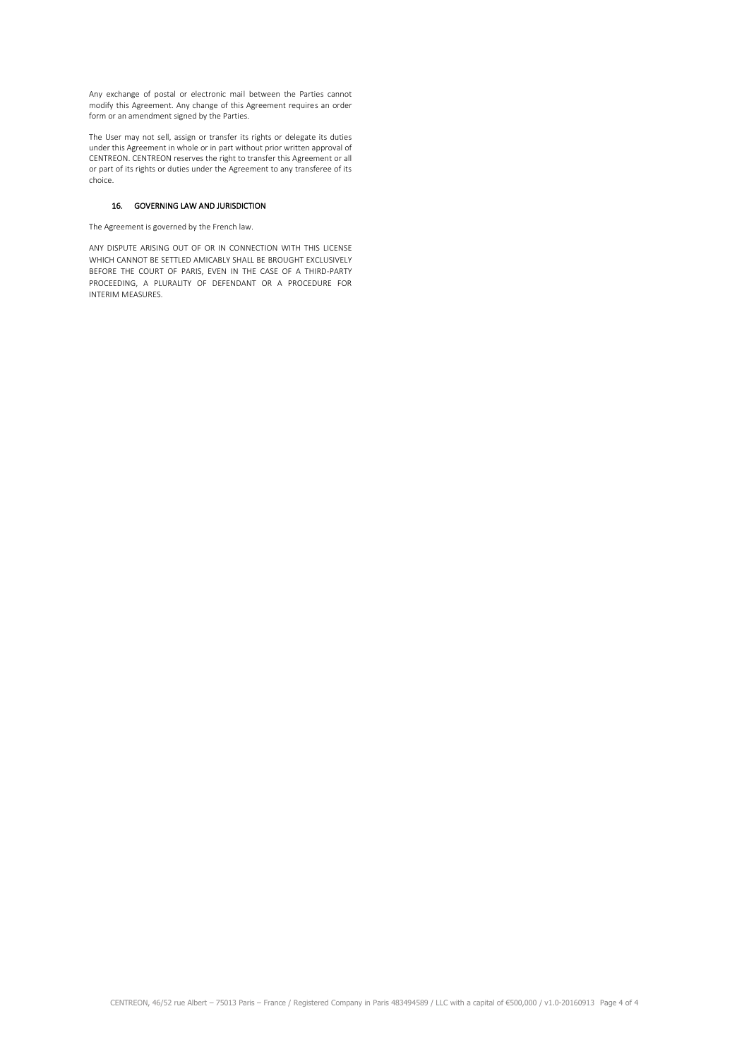Any exchange of postal or electronic mail between the Parties cannot modify this Agreement. Any change of this Agreement requires an order form or an amendment signed by the Parties.

The User may not sell, assign or transfer its rights or delegate its duties under this Agreement in whole or in part without prior written approval of CENTREON. CENTREON reserves the right to transfer this Agreement or all or part of its rights or duties under the Agreement to any transferee of its choice.

## 16. GOVERNING LAW AND JURISDICTION

The Agreement is governed by the French law.

ANY DISPUTE ARISING OUT OF OR IN CONNECTION WITH THIS LICENSE WHICH CANNOT BE SETTLED AMICABLY SHALL BE BROUGHT EXCLUSIVELY BEFORE THE COURT OF PARIS, EVEN IN THE CASE OF A THIRD-PARTY PROCEEDING, A PLURALITY OF DEFENDANT OR A PROCEDURE FOR INTERIM MEASURES.